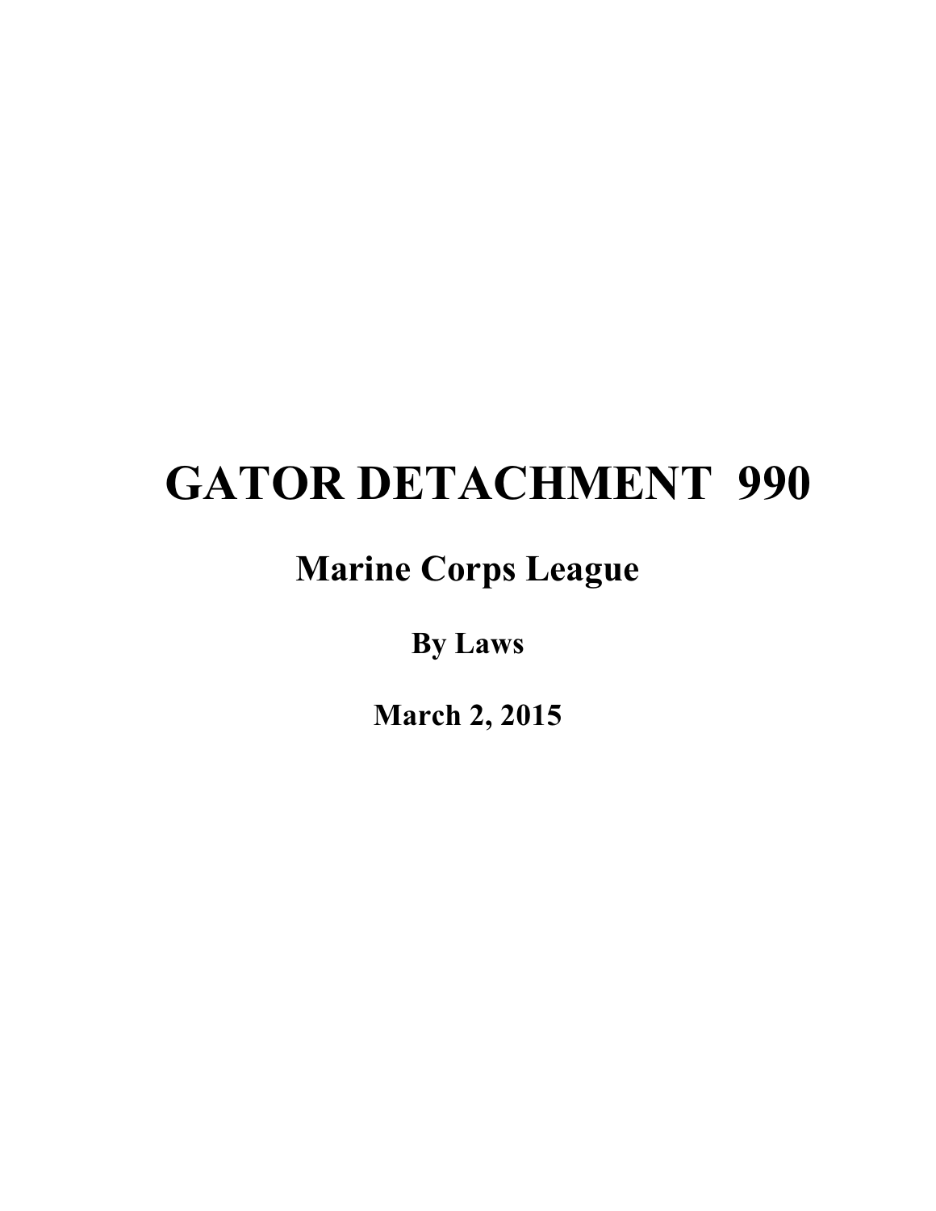# GATOR DETACHMENT 990

## Marine Corps League

### By Laws

### March 2, 2015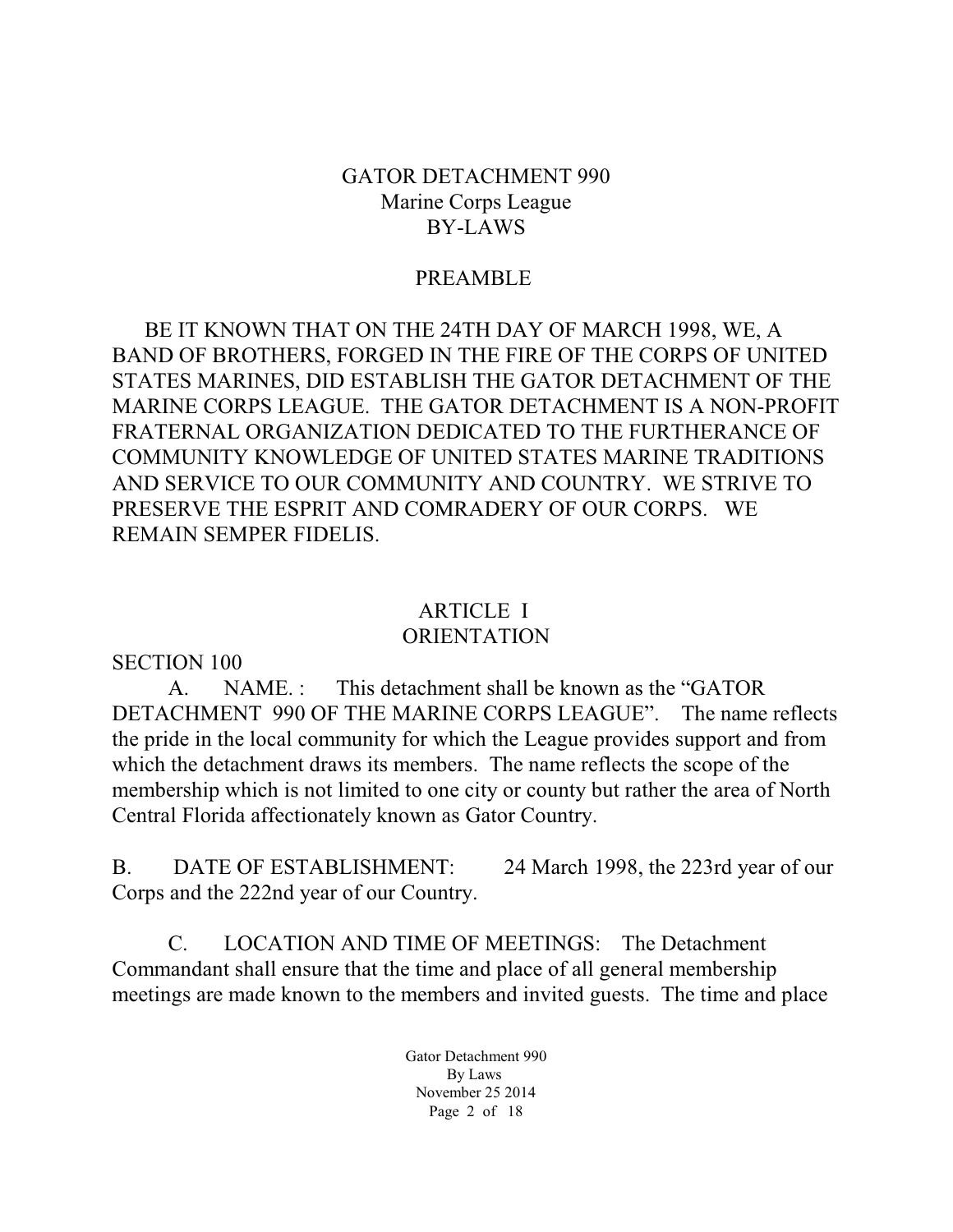# GATOR DETACHMENT 990
## Marine Corps League
## BY-LAWS

## PREAMBLE

BE IT KNOWN THAT ON THE 24TH DAY OF MARCH 1998, WE, A BAND OF BROTHERS, FORGED IN THE FIRE OF THE CORPS OF UNITED STATES MARINES, DID ESTABLISH THE GATOR DETACHMENT OF THE MARINE CORPS LEAGUE. THE GATOR DETACHMENT IS A NON-PROFIT FRATERNAL ORGANIZATION DEDICATED TO THE FURTHERANCE OF COMMUNITY KNOWLEDGE OF UNITED STATES MARINE TRADITIONS AND SERVICE TO OUR COMMUNITY AND COUNTRY. WE STRIVE TO PRESERVE THE ESPRIT AND COMRADERY OF OUR CORPS. WE REMAIN SEMPER FIDELIS.

## ARTICLE I
## ORIENTATION

SECTION 100

A. NAME. : This detachment shall be known as the "GATOR DETACHMENT 990 OF THE MARINE CORPS LEAGUE". The name reflects the pride in the local community for which the League provides support and from which the detachment draws its members. The name reflects the scope of the membership which is not limited to one city or county but rather the area of North Central Florida affectionately known as Gator Country.

B. DATE OF ESTABLISHMENT: 24 March 1998, the 223rd year of our Corps and the 222nd year of our Country.

C. LOCATION AND TIME OF MEETINGS: The Detachment Commandant shall ensure that the time and place of all general membership meetings are made known to the members and invited guests. The time and place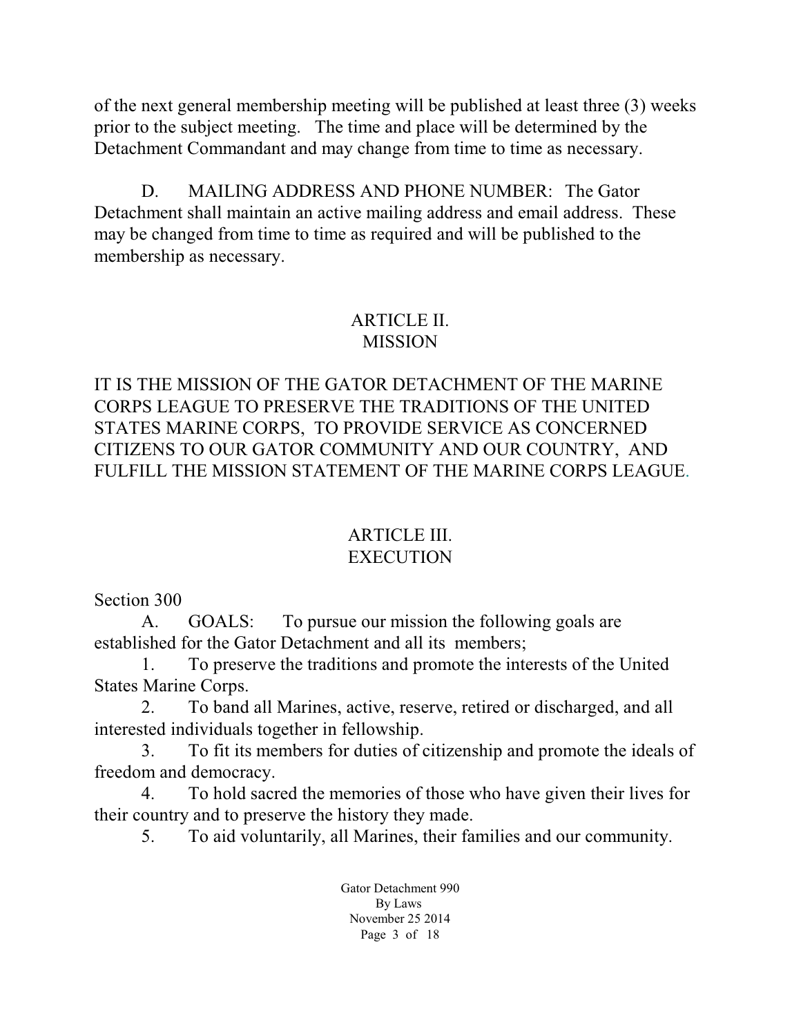of the next general membership meeting will be published at least three (3) weeks prior to the subject meeting. The time and place will be determined by the Detachment Commandant and may change from time to time as necessary.

D. MAILING ADDRESS AND PHONE NUMBER: The Gator Detachment shall maintain an active mailing address and email address. These may be changed from time to time as required and will be published to the membership as necessary.

## ARTICLE II.
## MISSION

IT IS THE MISSION OF THE GATOR DETACHMENT OF THE MARINE CORPS LEAGUE TO PRESERVE THE TRADITIONS OF THE UNITED STATES MARINE CORPS, TO PROVIDE SERVICE AS CONCERNED CITIZENS TO OUR GATOR COMMUNITY AND OUR COUNTRY, AND FULFILL THE MISSION STATEMENT OF THE MARINE CORPS LEAGUE.

## ARTICLE III.
## EXECUTION

Section 300

A. GOALS: To pursue our mission the following goals are established for the Gator Detachment and all its members;

1. To preserve the traditions and promote the interests of the United States Marine Corps.
2. To band all Marines, active, reserve, retired or discharged, and all interested individuals together in fellowship.
3. To fit its members for duties of citizenship and promote the ideals of freedom and democracy.
4. To hold sacred the memories of those who have given their lives for their country and to preserve the history they made.
5. To aid voluntarily, all Marines, their families and our community.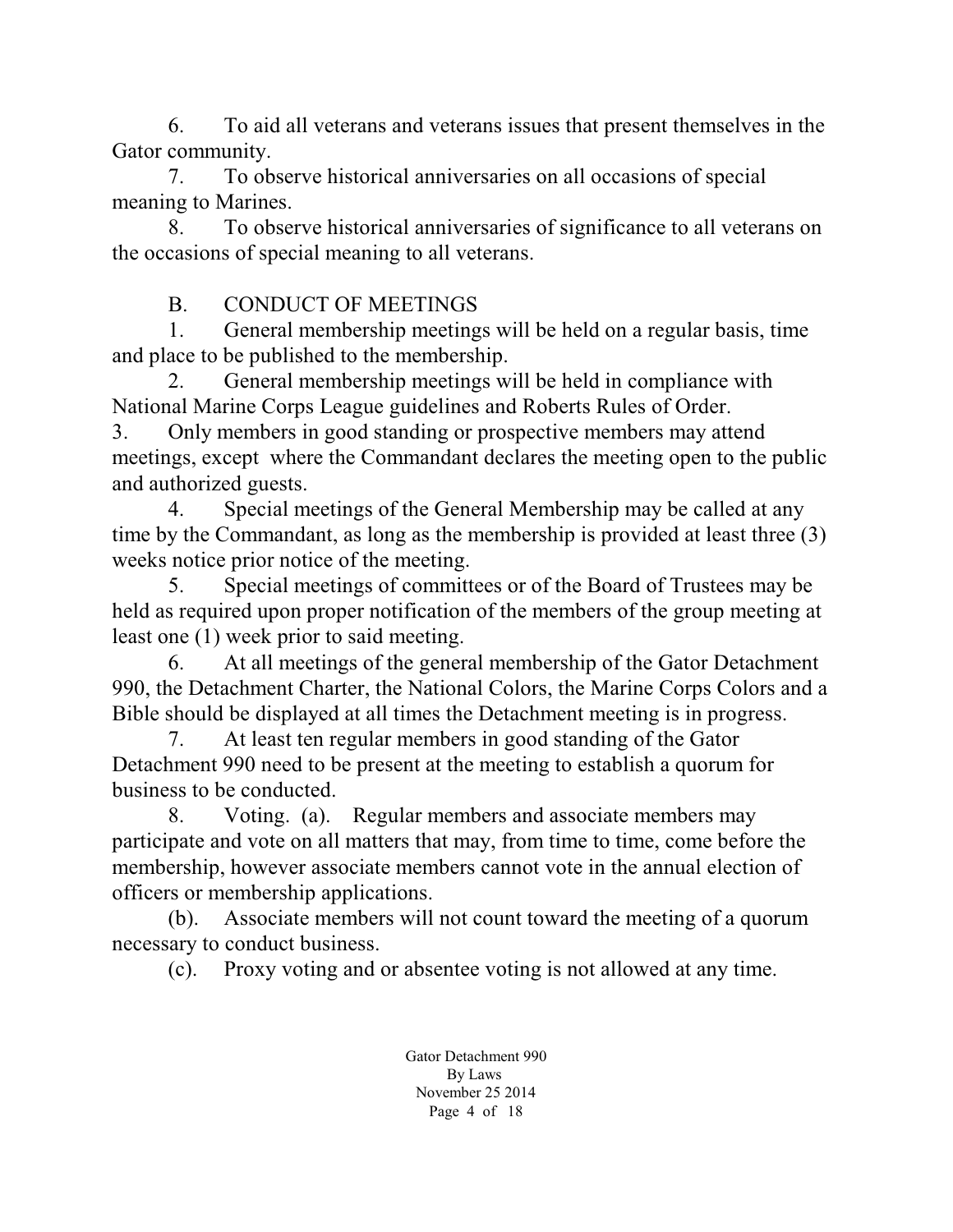6. To aid all veterans and veterans issues that present themselves in the Gator community.

7. To observe historical anniversaries on all occasions of special meaning to Marines.

8. To observe historical anniversaries of significance to all veterans on the occasions of special meaning to all veterans.

B. CONDUCT OF MEETINGS

1. General membership meetings will be held on a regular basis, time and place to be published to the membership.

2. General membership meetings will be held in compliance with National Marine Corps League guidelines and Roberts Rules of Order.

3. Only members in good standing or prospective members may attend meetings, except where the Commandant declares the meeting open to the public and authorized guests.

4. Special meetings of the General Membership may be called at any time by the Commandant, as long as the membership is provided at least three (3) weeks notice prior notice of the meeting.

5. Special meetings of committees or of the Board of Trustees may be held as required upon proper notification of the members of the group meeting at least one (1) week prior to said meeting.

6. At all meetings of the general membership of the Gator Detachment 990, the Detachment Charter, the National Colors, the Marine Corps Colors and a Bible should be displayed at all times the Detachment meeting is in progress.

7. At least ten regular members in good standing of the Gator Detachment 990 need to be present at the meeting to establish a quorum for business to be conducted.

8. Voting. (a). Regular members and associate members may participate and vote on all matters that may, from time to time, come before the membership, however associate members cannot vote in the annual election of officers or membership applications.

(b). Associate members will not count toward the meeting of a quorum necessary to conduct business.

(c). Proxy voting and or absentee voting is not allowed at any time.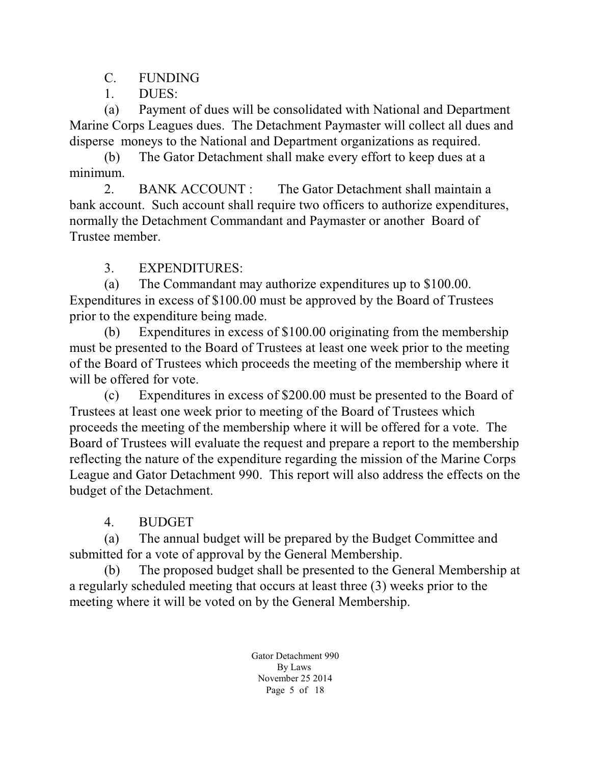C. FUNDING

1. DUES:

(a) Payment of dues will be consolidated with National and Department Marine Corps Leagues dues. The Detachment Paymaster will collect all dues and disperse moneys to the National and Department organizations as required.

(b) The Gator Detachment shall make every effort to keep dues at a minimum.

2. BANK ACCOUNT : The Gator Detachment shall maintain a bank account. Such account shall require two officers to authorize expenditures, normally the Detachment Commandant and Paymaster or another Board of Trustee member.

3. EXPENDITURES:

(a) The Commandant may authorize expenditures up to $100.00. Expenditures in excess of $100.00 must be approved by the Board of Trustees prior to the expenditure being made.

(b) Expenditures in excess of $100.00 originating from the membership must be presented to the Board of Trustees at least one week prior to the meeting of the Board of Trustees which proceeds the meeting of the membership where it will be offered for vote.

(c) Expenditures in excess of $200.00 must be presented to the Board of Trustees at least one week prior to meeting of the Board of Trustees which proceeds the meeting of the membership where it will be offered for a vote. The Board of Trustees will evaluate the request and prepare a report to the membership reflecting the nature of the expenditure regarding the mission of the Marine Corps League and Gator Detachment 990. This report will also address the effects on the budget of the Detachment.

4. BUDGET

(a) The annual budget will be prepared by the Budget Committee and submitted for a vote of approval by the General Membership.

(b) The proposed budget shall be presented to the General Membership at a regularly scheduled meeting that occurs at least three (3) weeks prior to the meeting where it will be voted on by the General Membership.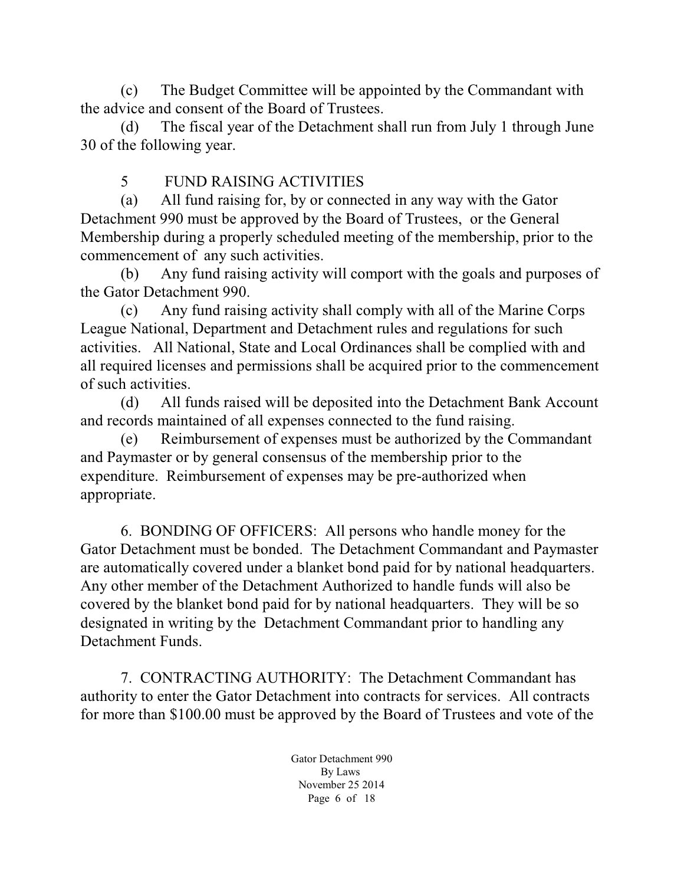(c) The Budget Committee will be appointed by the Commandant with the advice and consent of the Board of Trustees.

(d) The fiscal year of the Detachment shall run from July 1 through June 30 of the following year.

5 FUND RAISING ACTIVITIES

(a) All fund raising for, by or connected in any way with the Gator Detachment 990 must be approved by the Board of Trustees, or the General Membership during a properly scheduled meeting of the membership, prior to the commencement of any such activities.

(b) Any fund raising activity will comport with the goals and purposes of the Gator Detachment 990.

(c) Any fund raising activity shall comply with all of the Marine Corps League National, Department and Detachment rules and regulations for such activities. All National, State and Local Ordinances shall be complied with and all required licenses and permissions shall be acquired prior to the commencement of such activities.

(d) All funds raised will be deposited into the Detachment Bank Account and records maintained of all expenses connected to the fund raising.

(e) Reimbursement of expenses must be authorized by the Commandant and Paymaster or by general consensus of the membership prior to the expenditure. Reimbursement of expenses may be pre-authorized when appropriate.

6. BONDING OF OFFICERS: All persons who handle money for the Gator Detachment must be bonded. The Detachment Commandant and Paymaster are automatically covered under a blanket bond paid for by national headquarters. Any other member of the Detachment Authorized to handle funds will also be covered by the blanket bond paid for by national headquarters. They will be so designated in writing by the Detachment Commandant prior to handling any Detachment Funds.

7. CONTRACTING AUTHORITY: The Detachment Commandant has authority to enter the Gator Detachment into contracts for services. All contracts for more than $100.00 must be approved by the Board of Trustees and vote of the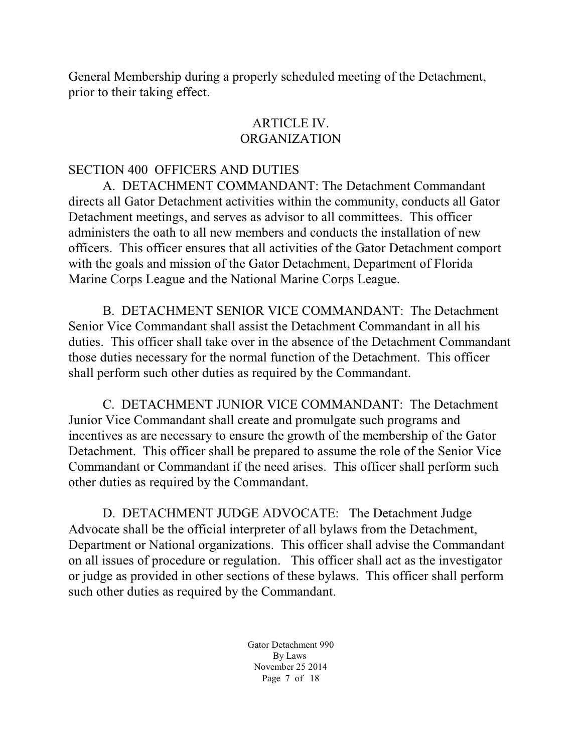General Membership during a properly scheduled meeting of the Detachment, prior to their taking effect.

## ARTICLE IV.
## ORGANIZATION

### SECTION 400 OFFICERS AND DUTIES

A. DETACHMENT COMMANDANT: The Detachment Commandant directs all Gator Detachment activities within the community, conducts all Gator Detachment meetings, and serves as advisor to all committees. This officer administers the oath to all new members and conducts the installation of new officers. This officer ensures that all activities of the Gator Detachment comport with the goals and mission of the Gator Detachment, Department of Florida Marine Corps League and the National Marine Corps League.

B. DETACHMENT SENIOR VICE COMMANDANT: The Detachment Senior Vice Commandant shall assist the Detachment Commandant in all his duties. This officer shall take over in the absence of the Detachment Commandant those duties necessary for the normal function of the Detachment. This officer shall perform such other duties as required by the Commandant.

C. DETACHMENT JUNIOR VICE COMMANDANT: The Detachment Junior Vice Commandant shall create and promulgate such programs and incentives as are necessary to ensure the growth of the membership of the Gator Detachment. This officer shall be prepared to assume the role of the Senior Vice Commandant or Commandant if the need arises. This officer shall perform such other duties as required by the Commandant.

D. DETACHMENT JUDGE ADVOCATE: The Detachment Judge Advocate shall be the official interpreter of all bylaws from the Detachment, Department or National organizations. This officer shall advise the Commandant on all issues of procedure or regulation. This officer shall act as the investigator or judge as provided in other sections of these bylaws. This officer shall perform such other duties as required by the Commandant.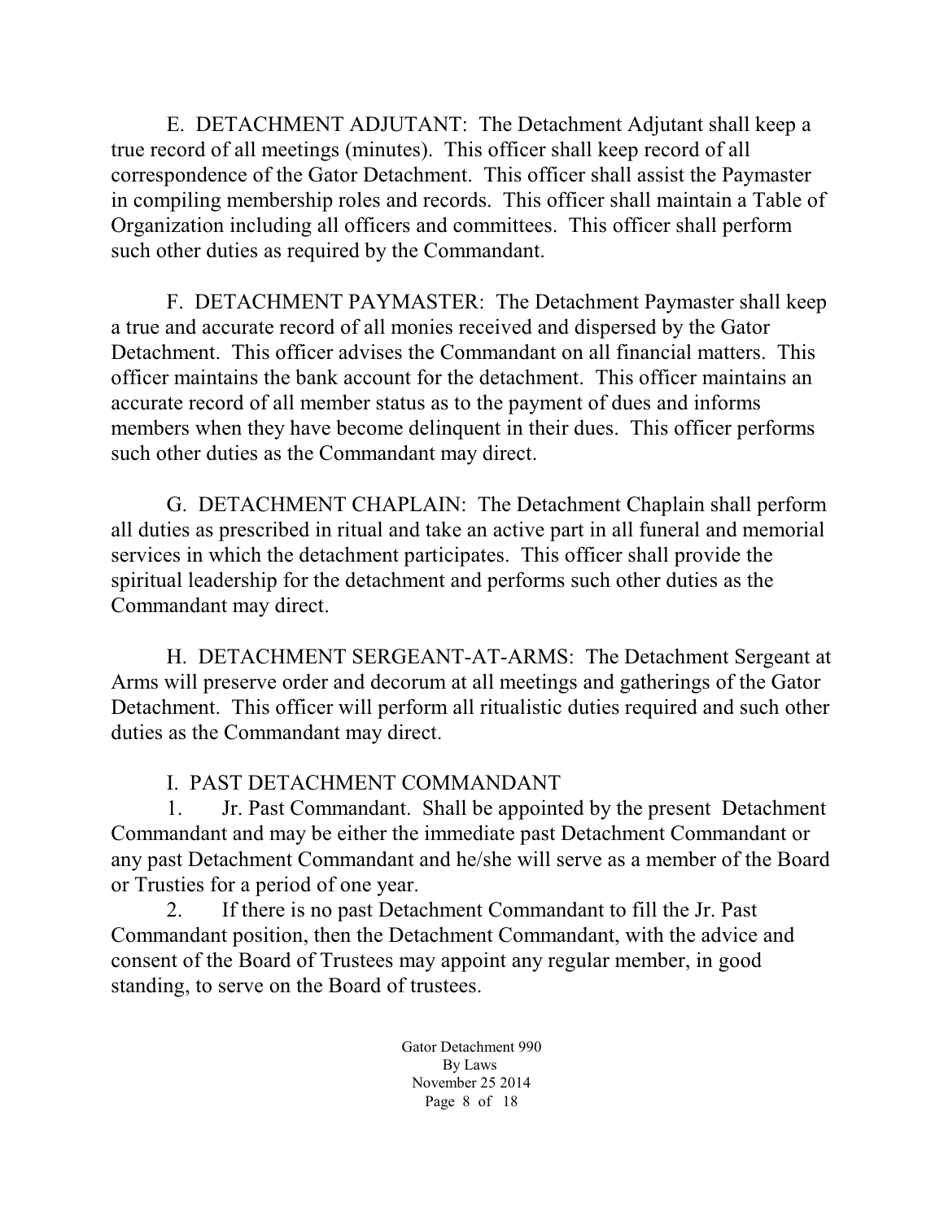E. DETACHMENT ADJUTANT: The Detachment Adjutant shall keep a true record of all meetings (minutes). This officer shall keep record of all correspondence of the Gator Detachment. This officer shall assist the Paymaster in compiling membership roles and records. This officer shall maintain a Table of Organization including all officers and committees. This officer shall perform such other duties as required by the Commandant.

F. DETACHMENT PAYMASTER: The Detachment Paymaster shall keep a true and accurate record of all monies received and dispersed by the Gator Detachment. This officer advises the Commandant on all financial matters. This officer maintains the bank account for the detachment. This officer maintains an accurate record of all member status as to the payment of dues and informs members when they have become delinquent in their dues. This officer performs such other duties as the Commandant may direct.

G. DETACHMENT CHAPLAIN: The Detachment Chaplain shall perform all duties as prescribed in ritual and take an active part in all funeral and memorial services in which the detachment participates. This officer shall provide the spiritual leadership for the detachment and performs such other duties as the Commandant may direct.

H. DETACHMENT SERGEANT-AT-ARMS: The Detachment Sergeant at Arms will preserve order and decorum at all meetings and gatherings of the Gator Detachment. This officer will perform all ritualistic duties required and such other duties as the Commandant may direct.

I. PAST DETACHMENT COMMANDANT

1. Jr. Past Commandant. Shall be appointed by the present Detachment Commandant and may be either the immediate past Detachment Commandant or any past Detachment Commandant and he/she will serve as a member of the Board or Trusties for a period of one year.

2. If there is no past Detachment Commandant to fill the Jr. Past Commandant position, then the Detachment Commandant, with the advice and consent of the Board of Trustees may appoint any regular member, in good standing, to serve on the Board of trustees.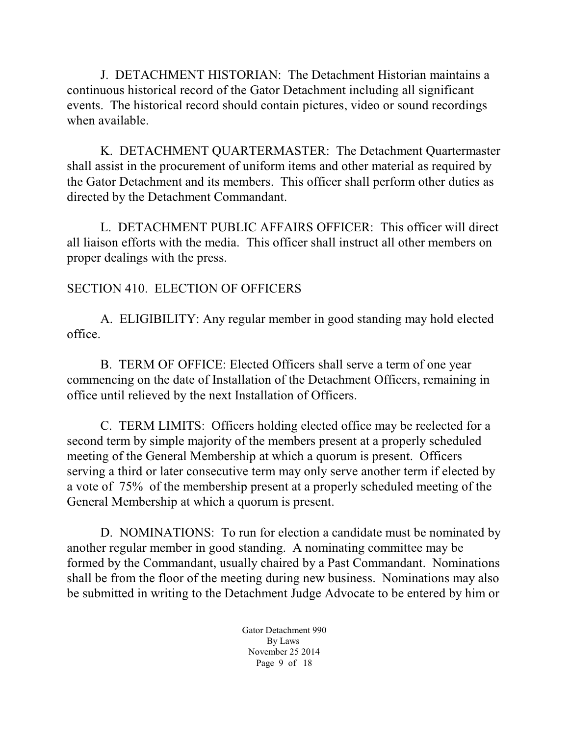J. DETACHMENT HISTORIAN: The Detachment Historian maintains a continuous historical record of the Gator Detachment including all significant events. The historical record should contain pictures, video or sound recordings when available.

K. DETACHMENT QUARTERMASTER: The Detachment Quartermaster shall assist in the procurement of uniform items and other material as required by the Gator Detachment and its members. This officer shall perform other duties as directed by the Detachment Commandant.

L. DETACHMENT PUBLIC AFFAIRS OFFICER: This officer will direct all liaison efforts with the media. This officer shall instruct all other members on proper dealings with the press.

SECTION 410. ELECTION OF OFFICERS

A. ELIGIBILITY: Any regular member in good standing may hold elected office.

B. TERM OF OFFICE: Elected Officers shall serve a term of one year commencing on the date of Installation of the Detachment Officers, remaining in office until relieved by the next Installation of Officers.

C. TERM LIMITS: Officers holding elected office may be reelected for a second term by simple majority of the members present at a properly scheduled meeting of the General Membership at which a quorum is present. Officers serving a third or later consecutive term may only serve another term if elected by a vote of 75% of the membership present at a properly scheduled meeting of the General Membership at which a quorum is present.

D. NOMINATIONS: To run for election a candidate must be nominated by another regular member in good standing. A nominating committee may be formed by the Commandant, usually chaired by a Past Commandant. Nominations shall be from the floor of the meeting during new business. Nominations may also be submitted in writing to the Detachment Judge Advocate to be entered by him or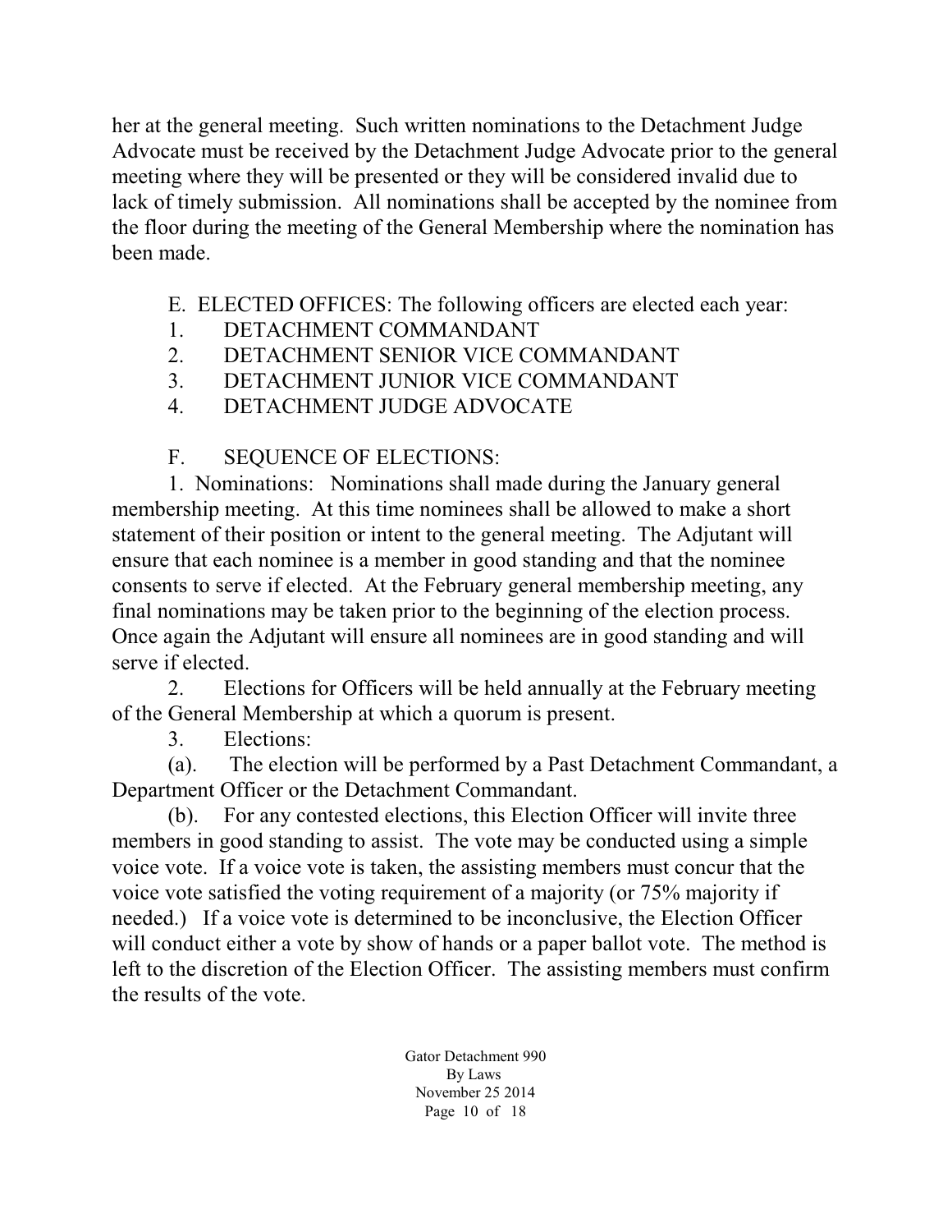her at the general meeting. Such written nominations to the Detachment Judge Advocate must be received by the Detachment Judge Advocate prior to the general meeting where they will be presented or they will be considered invalid due to lack of timely submission. All nominations shall be accepted by the nominee from the floor during the meeting of the General Membership where the nomination has been made.

E. ELECTED OFFICES: The following officers are elected each year:

1. DETACHMENT COMMANDANT
2. DETACHMENT SENIOR VICE COMMANDANT
3. DETACHMENT JUNIOR VICE COMMANDANT
4. DETACHMENT JUDGE ADVOCATE

F. SEQUENCE OF ELECTIONS:

1. Nominations: Nominations shall made during the January general membership meeting. At this time nominees shall be allowed to make a short statement of their position or intent to the general meeting. The Adjutant will ensure that each nominee is a member in good standing and that the nominee consents to serve if elected. At the February general membership meeting, any final nominations may be taken prior to the beginning of the election process. Once again the Adjutant will ensure all nominees are in good standing and will serve if elected.

2. Elections for Officers will be held annually at the February meeting of the General Membership at which a quorum is present.

3. Elections:

(a). The election will be performed by a Past Detachment Commandant, a Department Officer or the Detachment Commandant.

(b). For any contested elections, this Election Officer will invite three members in good standing to assist. The vote may be conducted using a simple voice vote. If a voice vote is taken, the assisting members must concur that the voice vote satisfied the voting requirement of a majority (or 75% majority if needed.) If a voice vote is determined to be inconclusive, the Election Officer will conduct either a vote by show of hands or a paper ballot vote. The method is left to the discretion of the Election Officer. The assisting members must confirm the results of the vote.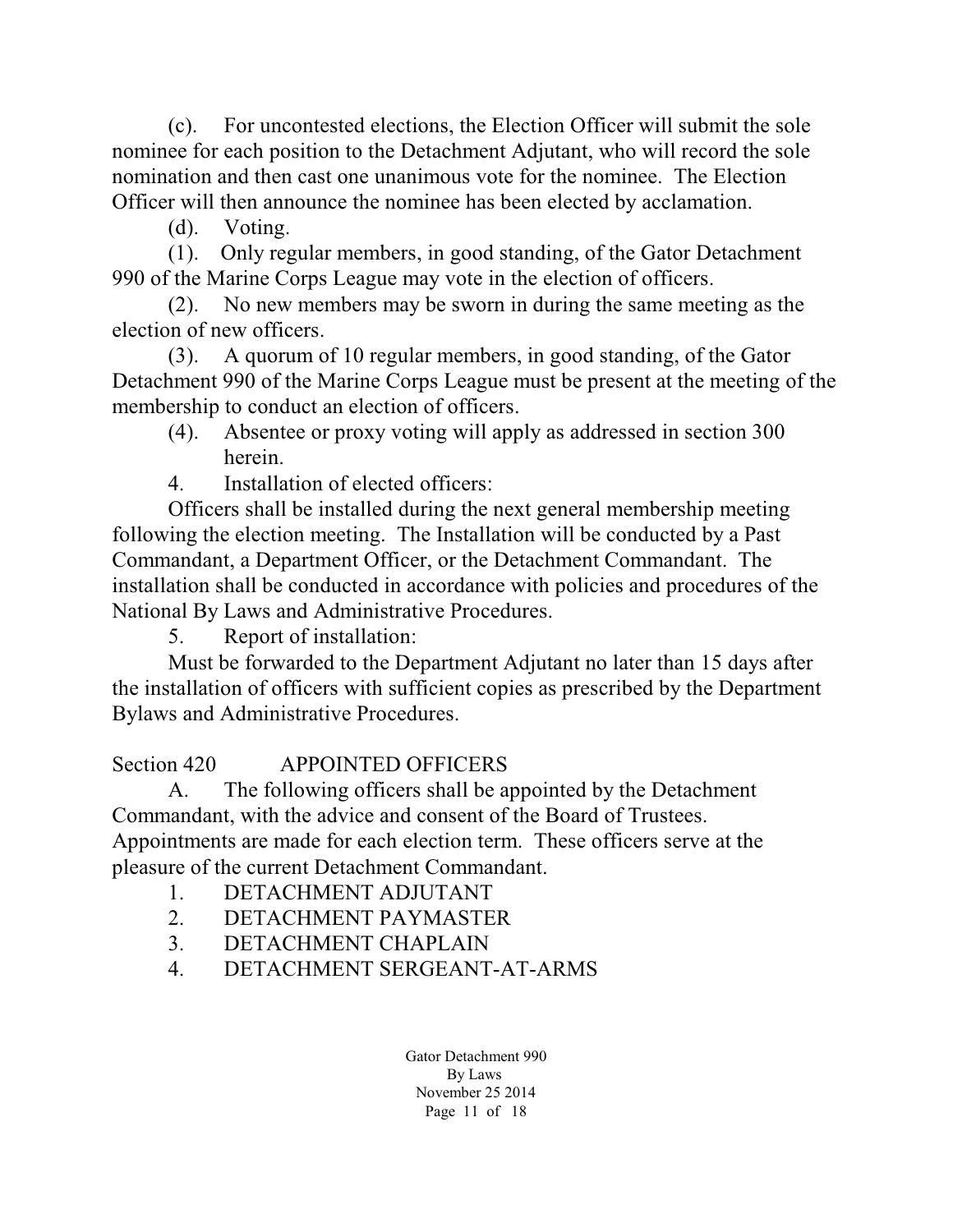(c). For uncontested elections, the Election Officer will submit the sole nominee for each position to the Detachment Adjutant, who will record the sole nomination and then cast one unanimous vote for the nominee. The Election Officer will then announce the nominee has been elected by acclamation.

(d). Voting.

(1). Only regular members, in good standing, of the Gator Detachment 990 of the Marine Corps League may vote in the election of officers.

(2). No new members may be sworn in during the same meeting as the election of new officers.

(3). A quorum of 10 regular members, in good standing, of the Gator Detachment 990 of the Marine Corps League must be present at the meeting of the membership to conduct an election of officers.

(4). Absentee or proxy voting will apply as addressed in section 300 herein.

4. Installation of elected officers:

Officers shall be installed during the next general membership meeting following the election meeting. The Installation will be conducted by a Past Commandant, a Department Officer, or the Detachment Commandant. The installation shall be conducted in accordance with policies and procedures of the National By Laws and Administrative Procedures.

5. Report of installation:

Must be forwarded to the Department Adjutant no later than 15 days after the installation of officers with sufficient copies as prescribed by the Department Bylaws and Administrative Procedures.

## Section 420 APPOINTED OFFICERS

A. The following officers shall be appointed by the Detachment Commandant, with the advice and consent of the Board of Trustees. Appointments are made for each election term. These officers serve at the pleasure of the current Detachment Commandant.

1. DETACHMENT ADJUTANT
2. DETACHMENT PAYMASTER
3. DETACHMENT CHAPLAIN
4. DETACHMENT SERGEANT-AT-ARMS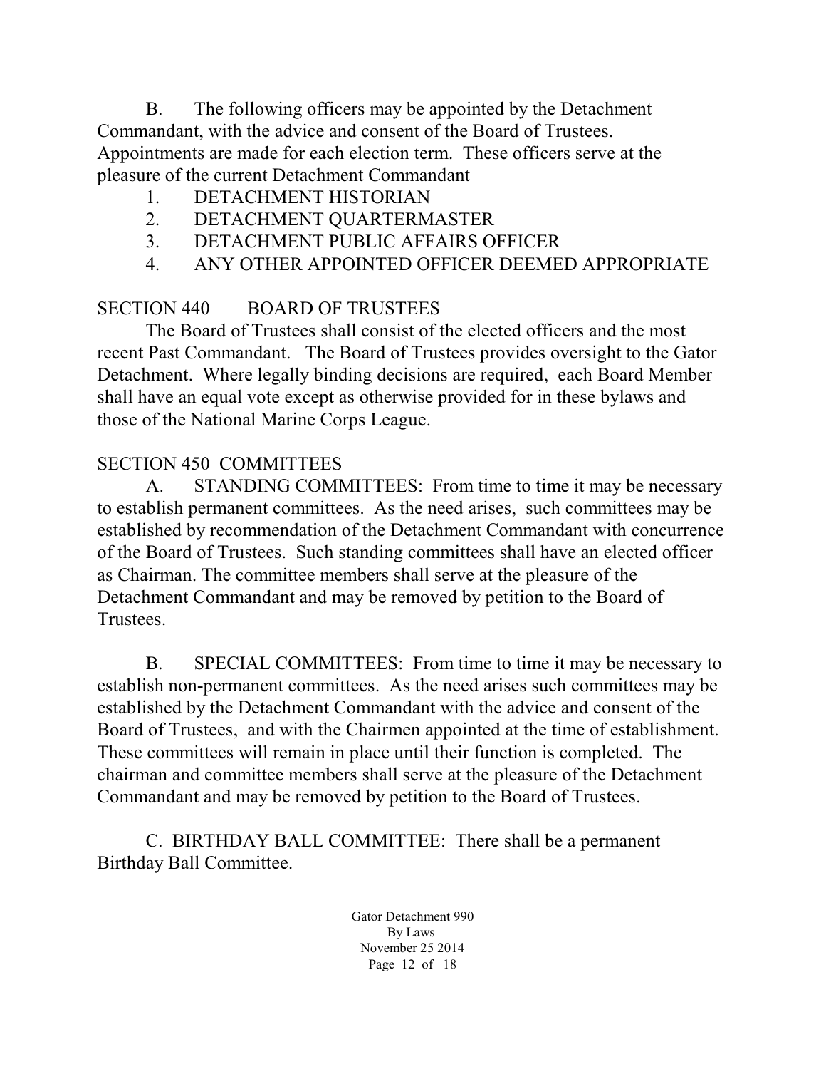B. The following officers may be appointed by the Detachment Commandant, with the advice and consent of the Board of Trustees. Appointments are made for each election term. These officers serve at the pleasure of the current Detachment Commandant

1. DETACHMENT HISTORIAN
2. DETACHMENT QUARTERMASTER
3. DETACHMENT PUBLIC AFFAIRS OFFICER
4. ANY OTHER APPOINTED OFFICER DEEMED APPROPRIATE

## SECTION 440 BOARD OF TRUSTEES

The Board of Trustees shall consist of the elected officers and the most recent Past Commandant. The Board of Trustees provides oversight to the Gator Detachment. Where legally binding decisions are required, each Board Member shall have an equal vote except as otherwise provided for in these bylaws and those of the National Marine Corps League.

## SECTION 450 COMMITTEES

A. STANDING COMMITTEES: From time to time it may be necessary to establish permanent committees. As the need arises, such committees may be established by recommendation of the Detachment Commandant with concurrence of the Board of Trustees. Such standing committees shall have an elected officer as Chairman. The committee members shall serve at the pleasure of the Detachment Commandant and may be removed by petition to the Board of Trustees.

B. SPECIAL COMMITTEES: From time to time it may be necessary to establish non-permanent committees. As the need arises such committees may be established by the Detachment Commandant with the advice and consent of the Board of Trustees, and with the Chairmen appointed at the time of establishment. These committees will remain in place until their function is completed. The chairman and committee members shall serve at the pleasure of the Detachment Commandant and may be removed by petition to the Board of Trustees.

C. BIRTHDAY BALL COMMITTEE: There shall be a permanent Birthday Ball Committee.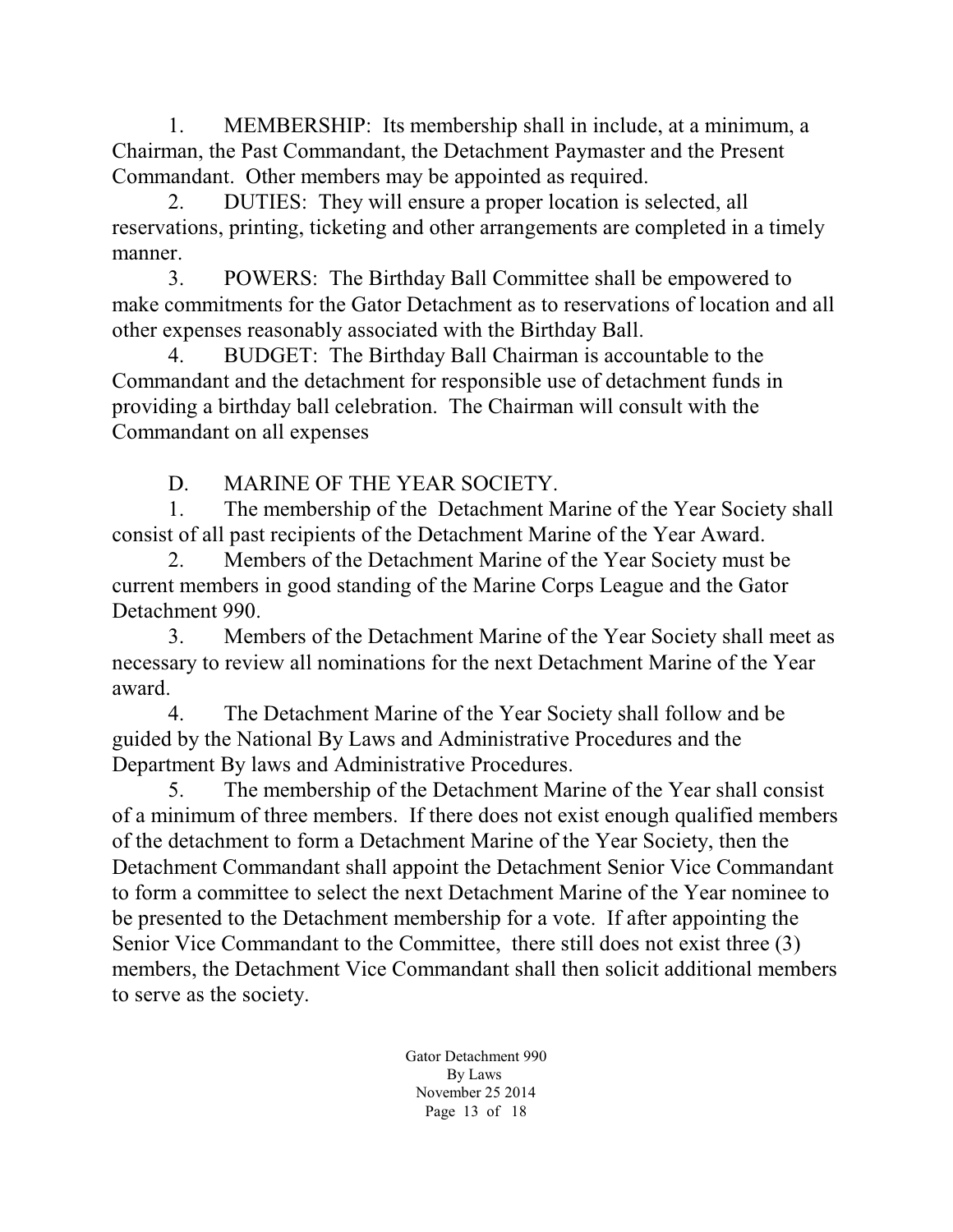1. MEMBERSHIP: Its membership shall in include, at a minimum, a Chairman, the Past Commandant, the Detachment Paymaster and the Present Commandant. Other members may be appointed as required.

2. DUTIES: They will ensure a proper location is selected, all reservations, printing, ticketing and other arrangements are completed in a timely manner.

3. POWERS: The Birthday Ball Committee shall be empowered to make commitments for the Gator Detachment as to reservations of location and all other expenses reasonably associated with the Birthday Ball.

4. BUDGET: The Birthday Ball Chairman is accountable to the Commandant and the detachment for responsible use of detachment funds in providing a birthday ball celebration. The Chairman will consult with the Commandant on all expenses

D. MARINE OF THE YEAR SOCIETY.

1. The membership of the Detachment Marine of the Year Society shall consist of all past recipients of the Detachment Marine of the Year Award.

2. Members of the Detachment Marine of the Year Society must be current members in good standing of the Marine Corps League and the Gator Detachment 990.

3. Members of the Detachment Marine of the Year Society shall meet as necessary to review all nominations for the next Detachment Marine of the Year award.

4. The Detachment Marine of the Year Society shall follow and be guided by the National By Laws and Administrative Procedures and the Department By laws and Administrative Procedures.

5. The membership of the Detachment Marine of the Year shall consist of a minimum of three members. If there does not exist enough qualified members of the detachment to form a Detachment Marine of the Year Society, then the Detachment Commandant shall appoint the Detachment Senior Vice Commandant to form a committee to select the next Detachment Marine of the Year nominee to be presented to the Detachment membership for a vote. If after appointing the Senior Vice Commandant to the Committee, there still does not exist three (3) members, the Detachment Vice Commandant shall then solicit additional members to serve as the society.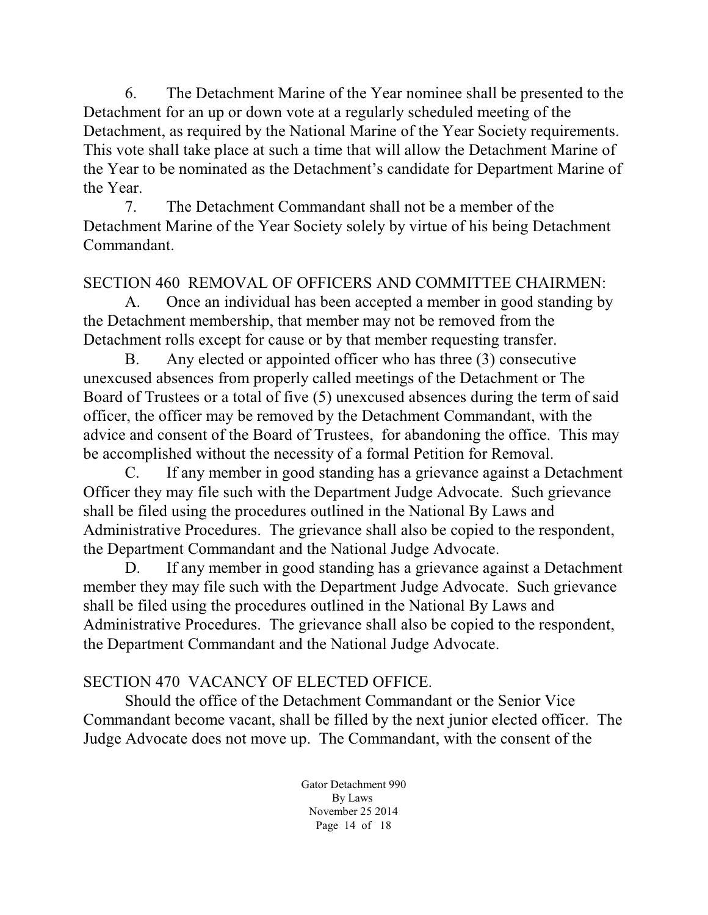6. The Detachment Marine of the Year nominee shall be presented to the Detachment for an up or down vote at a regularly scheduled meeting of the Detachment, as required by the National Marine of the Year Society requirements. This vote shall take place at such a time that will allow the Detachment Marine of the Year to be nominated as the Detachment's candidate for Department Marine of the Year.

7. The Detachment Commandant shall not be a member of the Detachment Marine of the Year Society solely by virtue of his being Detachment Commandant.

## SECTION 460 REMOVAL OF OFFICERS AND COMMITTEE CHAIRMEN:

A. Once an individual has been accepted a member in good standing by the Detachment membership, that member may not be removed from the Detachment rolls except for cause or by that member requesting transfer.

B. Any elected or appointed officer who has three (3) consecutive unexcused absences from properly called meetings of the Detachment or The Board of Trustees or a total of five (5) unexcused absences during the term of said officer, the officer may be removed by the Detachment Commandant, with the advice and consent of the Board of Trustees, for abandoning the office. This may be accomplished without the necessity of a formal Petition for Removal.

C. If any member in good standing has a grievance against a Detachment Officer they may file such with the Department Judge Advocate. Such grievance shall be filed using the procedures outlined in the National By Laws and Administrative Procedures. The grievance shall also be copied to the respondent, the Department Commandant and the National Judge Advocate.

D. If any member in good standing has a grievance against a Detachment member they may file such with the Department Judge Advocate. Such grievance shall be filed using the procedures outlined in the National By Laws and Administrative Procedures. The grievance shall also be copied to the respondent, the Department Commandant and the National Judge Advocate.

## SECTION 470 VACANCY OF ELECTED OFFICE.

Should the office of the Detachment Commandant or the Senior Vice Commandant become vacant, shall be filled by the next junior elected officer. The Judge Advocate does not move up. The Commandant, with the consent of the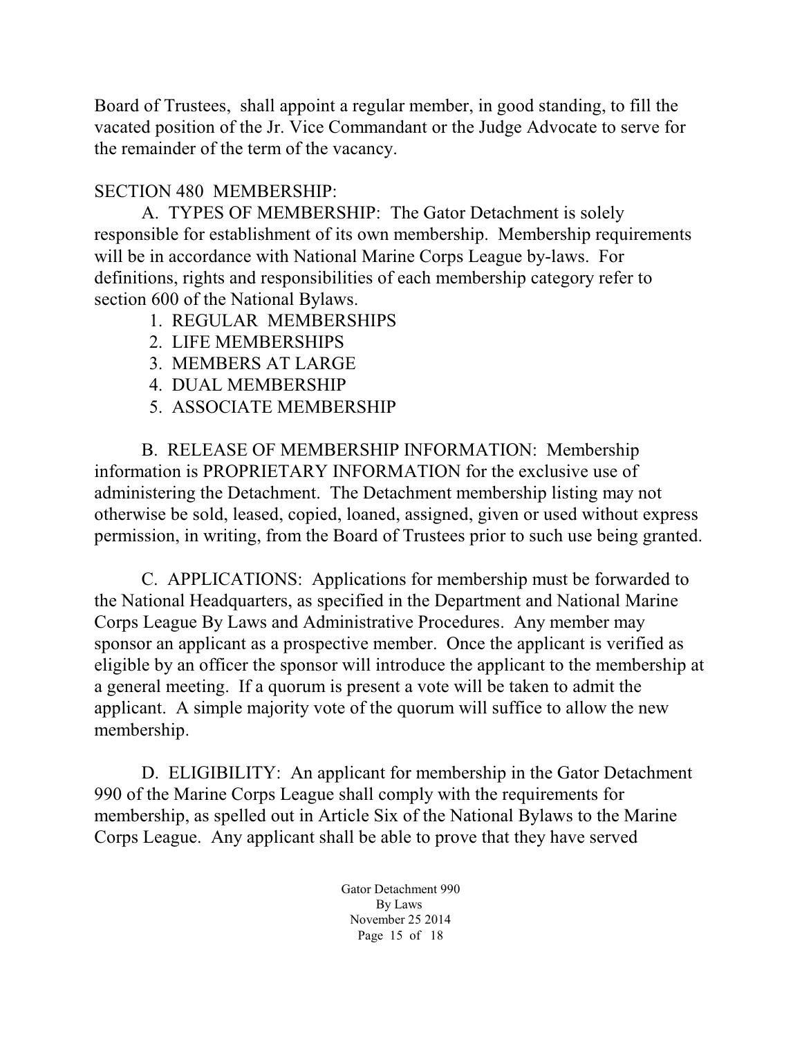Board of Trustees, shall appoint a regular member, in good standing, to fill the vacated position of the Jr. Vice Commandant or the Judge Advocate to serve for the remainder of the term of the vacancy.

SECTION 480 MEMBERSHIP:

A. TYPES OF MEMBERSHIP: The Gator Detachment is solely responsible for establishment of its own membership. Membership requirements will be in accordance with National Marine Corps League by-laws. For definitions, rights and responsibilities of each membership category refer to section 600 of the National Bylaws.

1. REGULAR MEMBERSHIPS
2. LIFE MEMBERSHIPS
3. MEMBERS AT LARGE
4. DUAL MEMBERSHIP
5. ASSOCIATE MEMBERSHIP

B. RELEASE OF MEMBERSHIP INFORMATION: Membership information is PROPRIETARY INFORMATION for the exclusive use of administering the Detachment. The Detachment membership listing may not otherwise be sold, leased, copied, loaned, assigned, given or used without express permission, in writing, from the Board of Trustees prior to such use being granted.

C. APPLICATIONS: Applications for membership must be forwarded to the National Headquarters, as specified in the Department and National Marine Corps League By Laws and Administrative Procedures. Any member may sponsor an applicant as a prospective member. Once the applicant is verified as eligible by an officer the sponsor will introduce the applicant to the membership at a general meeting. If a quorum is present a vote will be taken to admit the applicant. A simple majority vote of the quorum will suffice to allow the new membership.

D. ELIGIBILITY: An applicant for membership in the Gator Detachment 990 of the Marine Corps League shall comply with the requirements for membership, as spelled out in Article Six of the National Bylaws to the Marine Corps League. Any applicant shall be able to prove that they have served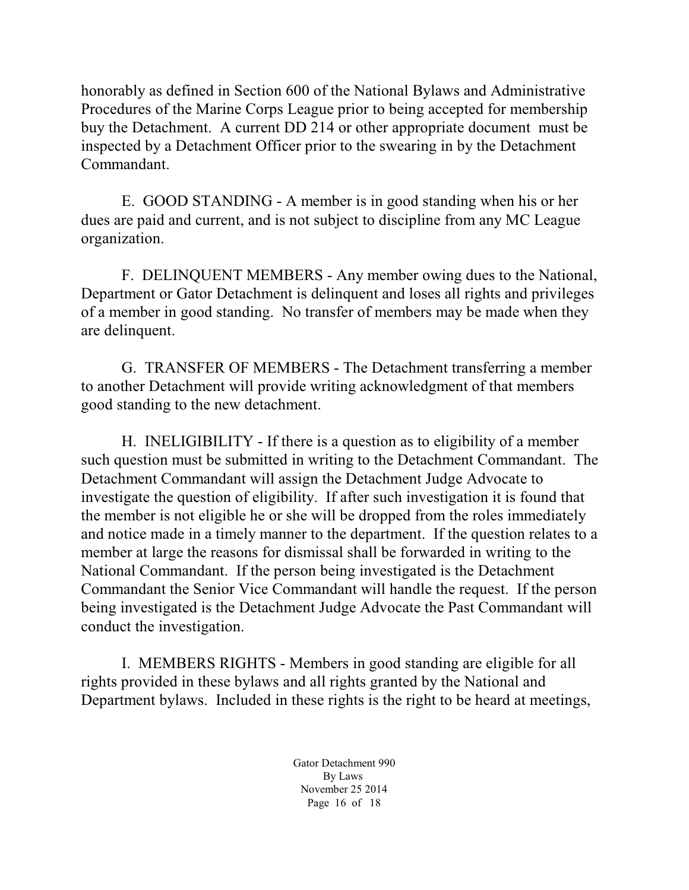honorably as defined in Section 600 of the National Bylaws and Administrative Procedures of the Marine Corps League prior to being accepted for membership buy the Detachment. A current DD 214 or other appropriate document must be inspected by a Detachment Officer prior to the swearing in by the Detachment Commandant.

E. GOOD STANDING - A member is in good standing when his or her dues are paid and current, and is not subject to discipline from any MC League organization.

F. DELINQUENT MEMBERS - Any member owing dues to the National, Department or Gator Detachment is delinquent and loses all rights and privileges of a member in good standing. No transfer of members may be made when they are delinquent.

G. TRANSFER OF MEMBERS - The Detachment transferring a member to another Detachment will provide writing acknowledgment of that members good standing to the new detachment.

H. INELIGIBILITY - If there is a question as to eligibility of a member such question must be submitted in writing to the Detachment Commandant. The Detachment Commandant will assign the Detachment Judge Advocate to investigate the question of eligibility. If after such investigation it is found that the member is not eligible he or she will be dropped from the roles immediately and notice made in a timely manner to the department. If the question relates to a member at large the reasons for dismissal shall be forwarded in writing to the National Commandant. If the person being investigated is the Detachment Commandant the Senior Vice Commandant will handle the request. If the person being investigated is the Detachment Judge Advocate the Past Commandant will conduct the investigation.

I. MEMBERS RIGHTS - Members in good standing are eligible for all rights provided in these bylaws and all rights granted by the National and Department bylaws. Included in these rights is the right to be heard at meetings,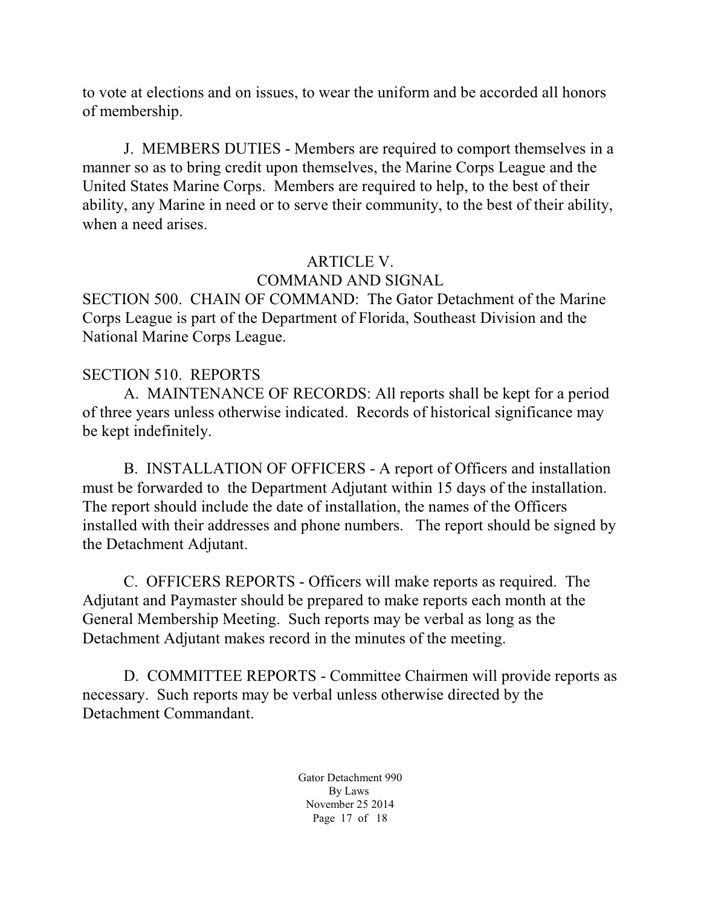to vote at elections and on issues, to wear the uniform and be accorded all honors of membership.

J. MEMBERS DUTIES - Members are required to comport themselves in a manner so as to bring credit upon themselves, the Marine Corps League and the United States Marine Corps. Members are required to help, to the best of their ability, any Marine in need or to serve their community, to the best of their ability, when a need arises.

## ARTICLE V.
## COMMAND AND SIGNAL

SECTION 500. CHAIN OF COMMAND: The Gator Detachment of the Marine Corps League is part of the Department of Florida, Southeast Division and the National Marine Corps League.

SECTION 510. REPORTS

A. MAINTENANCE OF RECORDS: All reports shall be kept for a period of three years unless otherwise indicated. Records of historical significance may be kept indefinitely.

B. INSTALLATION OF OFFICERS - A report of Officers and installation must be forwarded to the Department Adjutant within 15 days of the installation. The report should include the date of installation, the names of the Officers installed with their addresses and phone numbers. The report should be signed by the Detachment Adjutant.

C. OFFICERS REPORTS - Officers will make reports as required. The Adjutant and Paymaster should be prepared to make reports each month at the General Membership Meeting. Such reports may be verbal as long as the Detachment Adjutant makes record in the minutes of the meeting.

D. COMMITTEE REPORTS - Committee Chairmen will provide reports as necessary. Such reports may be verbal unless otherwise directed by the Detachment Commandant.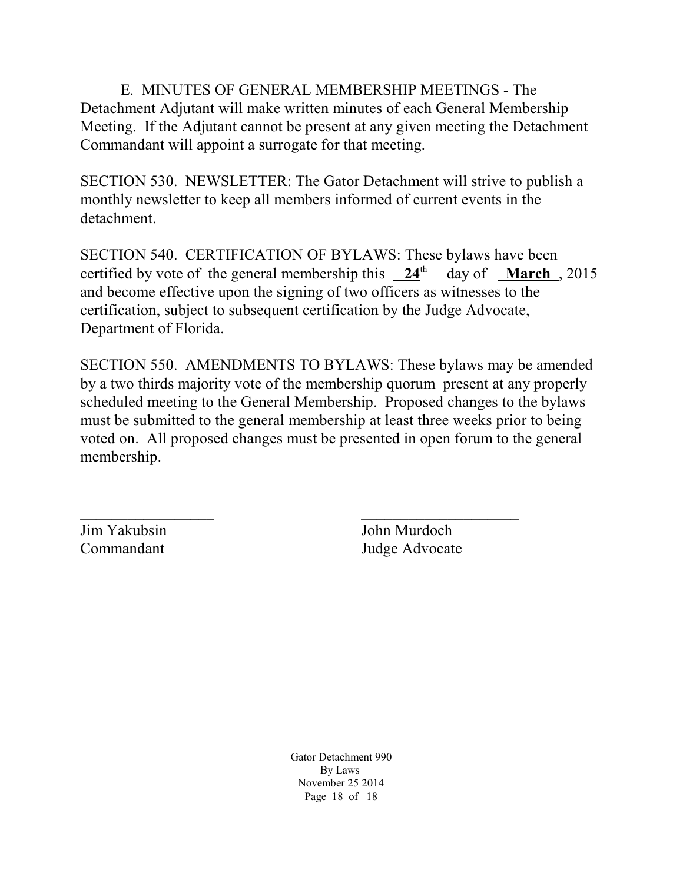E. MINUTES OF GENERAL MEMBERSHIP MEETINGS - The Detachment Adjutant will make written minutes of each General Membership Meeting. If the Adjutant cannot be present at any given meeting the Detachment Commandant will appoint a surrogate for that meeting.

SECTION 530. NEWSLETTER: The Gator Detachment will strive to publish a monthly newsletter to keep all members informed of current events in the detachment.

SECTION 540. CERTIFICATION OF BYLAWS: These bylaws have been certified by vote of the general membership this **24**th day of **March**, 2015 and become effective upon the signing of two officers as witnesses to the certification, subject to subsequent certification by the Judge Advocate, Department of Florida.

SECTION 550. AMENDMENTS TO BYLAWS: These bylaws may be amended by a two thirds majority vote of the membership quorum present at any properly scheduled meeting to the General Membership. Proposed changes to the bylaws must be submitted to the general membership at least three weeks prior to being voted on. All proposed changes must be presented in open forum to the general membership.

| | |
|---|---|
| ________________ | ____________________ |
| Jim Yakubsin | John Murdoch |
| Commandant | Judge Advocate |

Gator Detachment 990
By Laws
November 25 2014